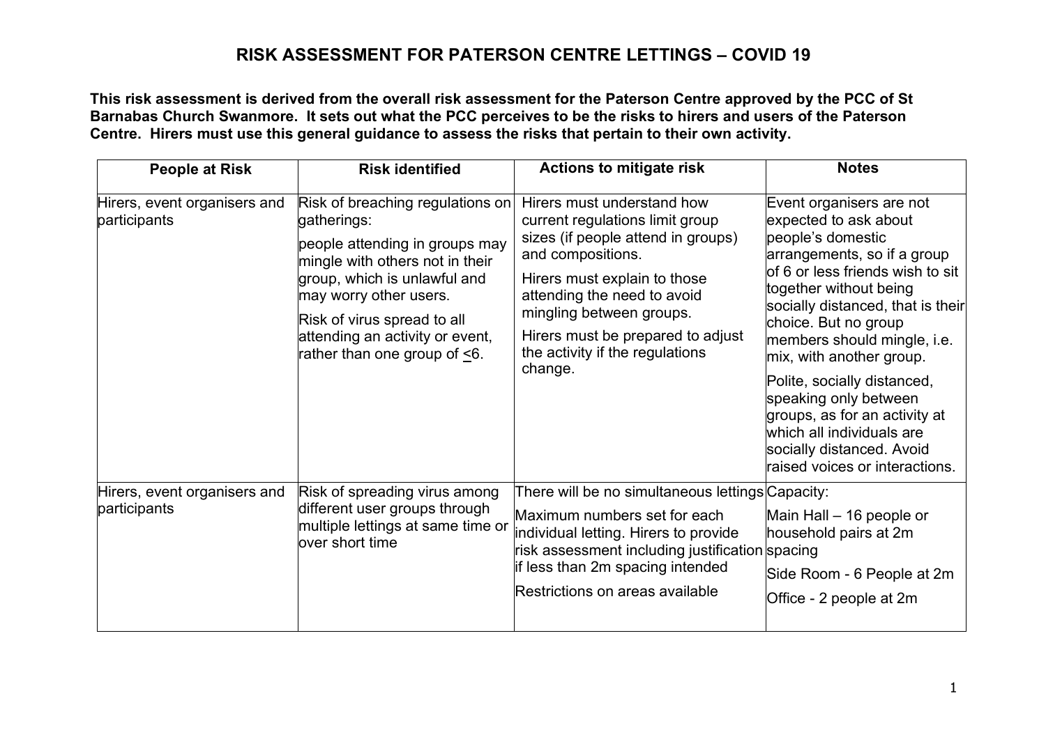# RISK ASSESSMENT FOR PATERSON CENTRE LETTINGS – COVID 19

**This risk assessment is derived from the overall risk assessment for the Paterson Centre approved by the PCC of St Barnabas Church Swanmore. It sets out what the PCC perceives to be the risks to hirers and users of the Paterson Centre. Hirers must use this general guidance to assess the risks that pertain to their own activity.**

| People at Risk | Risk identified | Actions to mitigate risk | Notes |
|---|---|---|---|
| Hirers, event organisers and participants | Risk of breaching regulations on gatherings:<br><br>people attending in groups may mingle with others not in their group, which is unlawful and may worry other users.<br><br>Risk of virus spread to all attending an activity or event, rather than one group of $\leq 6$. | Hirers must understand how current regulations limit group sizes (if people attend in groups) and compositions.<br><br>Hirers must explain to those attending the need to avoid mingling between groups.<br><br>Hirers must be prepared to adjust the activity if the regulations change. | Event organisers are not expected to ask about people's domestic arrangements, so if a group of 6 or less friends wish to sit together without being socially distanced, that is their choice. But no group members should mingle, i.e. mix, with another group.<br><br>Polite, socially distanced, speaking only between groups, as for an activity at which all individuals are socially distanced. Avoid raised voices or interactions. |
| Hirers, event organisers and participants | Risk of spreading virus among different user groups through multiple lettings at same time or over short time | There will be no simultaneous lettings<br><br>Maximum numbers set for each individual letting. Hirers to provide risk assessment including justification if less than 2m spacing intended<br><br>Restrictions on areas available | Capacity:<br><br>Main Hall – 16 people or household pairs at 2m spacing<br><br>Side Room - 6 People at 2m<br><br>Office - 2 people at 2m |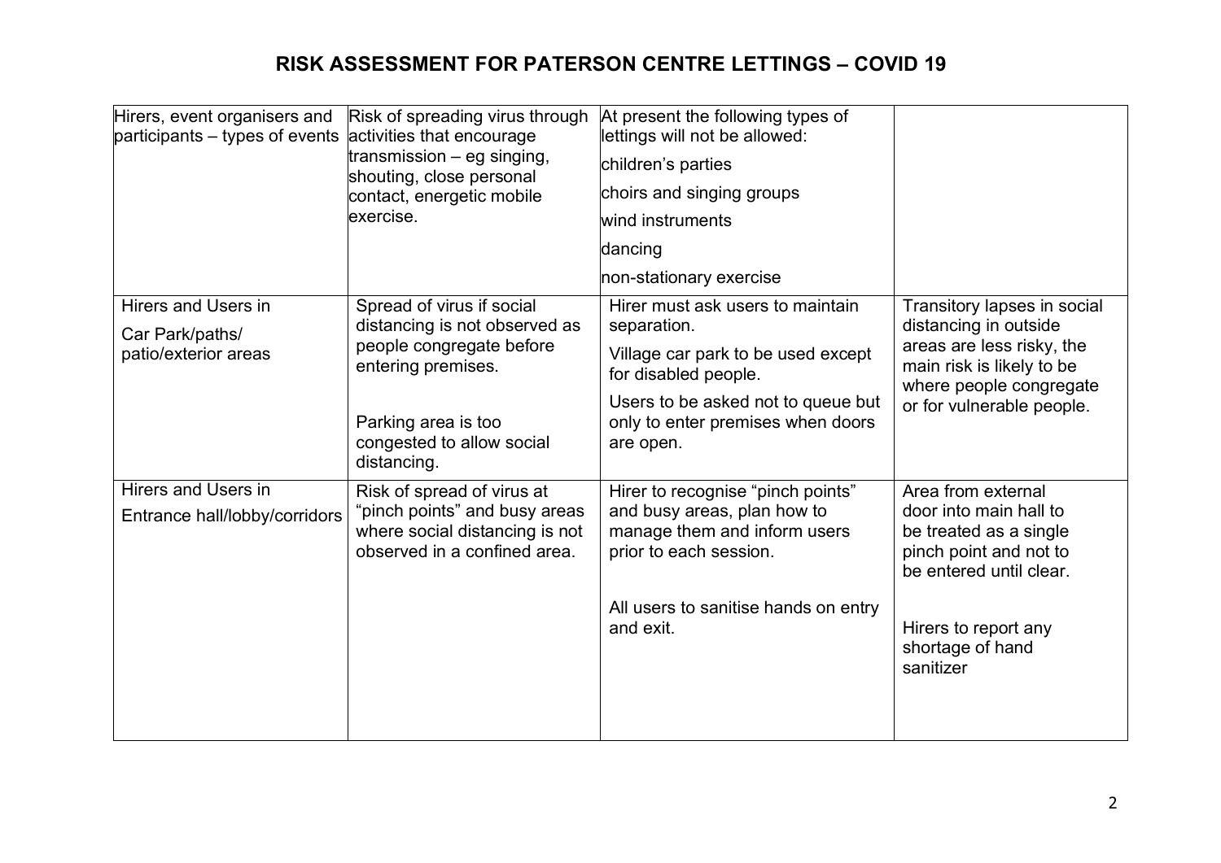# RISK ASSESSMENT FOR PATERSON CENTRE LETTINGS – COVID 19

| | | | |
|---|---|---|---|
| Hirers, event organisers and participants – types of events | Risk of spreading virus through activities that encourage transmission – eg singing, shouting, close personal contact, energetic mobile exercise. | At present the following types of lettings will not be allowed:<br>children's parties<br>choirs and singing groups<br>wind instruments<br>dancing<br>non-stationary exercise | |
| Hirers and Users in<br>Car Park/paths/ patio/exterior areas | Spread of virus if social distancing is not observed as people congregate before entering premises.<br><br>Parking area is too congested to allow social distancing. | Hirer must ask users to maintain separation.<br>Village car park to be used except for disabled people.<br>Users to be asked not to queue but only to enter premises when doors are open. | Transitory lapses in social distancing in outside areas are less risky, the main risk is likely to be where people congregate or for vulnerable people. |
| Hirers and Users in<br>Entrance hall/lobby/corridors | Risk of spread of virus at "pinch points" and busy areas where social distancing is not observed in a confined area. | Hirer to recognise "pinch points" and busy areas, plan how to manage them and inform users prior to each session.<br><br>All users to sanitise hands on entry and exit. | Area from external door into main hall to be treated as a single pinch point and not to be entered until clear.<br><br>Hirers to report any shortage of hand sanitizer |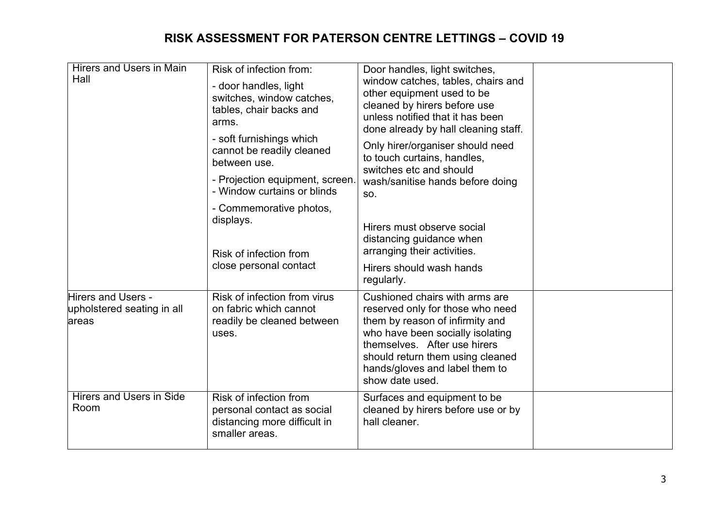# RISK ASSESSMENT FOR PATERSON CENTRE LETTINGS – COVID 19

| | | | |
|---|---|---|---|
| Hirers and Users in Main Hall | Risk of infection from:<br>- door handles, light switches, window catches, tables, chair backs and arms.<br>- soft furnishings which cannot be readily cleaned between use.<br>- Projection equipment, screen.<br>- Window curtains or blinds<br>- Commemorative photos, displays.<br><br>Risk of infection from close personal contact | Door handles, light switches, window catches, tables, chairs and other equipment used to be cleaned by hirers before use unless notified that it has been done already by hall cleaning staff.<br>Only hirer/organiser should need to touch curtains, handles, switches etc and should wash/sanitise hands before doing so.<br><br>Hirers must observe social distancing guidance when arranging their activities.<br>Hirers should wash hands regularly. | |
| Hirers and Users - upholstered seating in all areas | Risk of infection from virus on fabric which cannot readily be cleaned between uses. | Cushioned chairs with arms are reserved only for those who need them by reason of infirmity and who have been socially isolating themselves. After use hirers should return them using cleaned hands/gloves and label them to show date used. | |
| Hirers and Users in Side Room | Risk of infection from personal contact as social distancing more difficult in smaller areas. | Surfaces and equipment to be cleaned by hirers before use or by hall cleaner. | |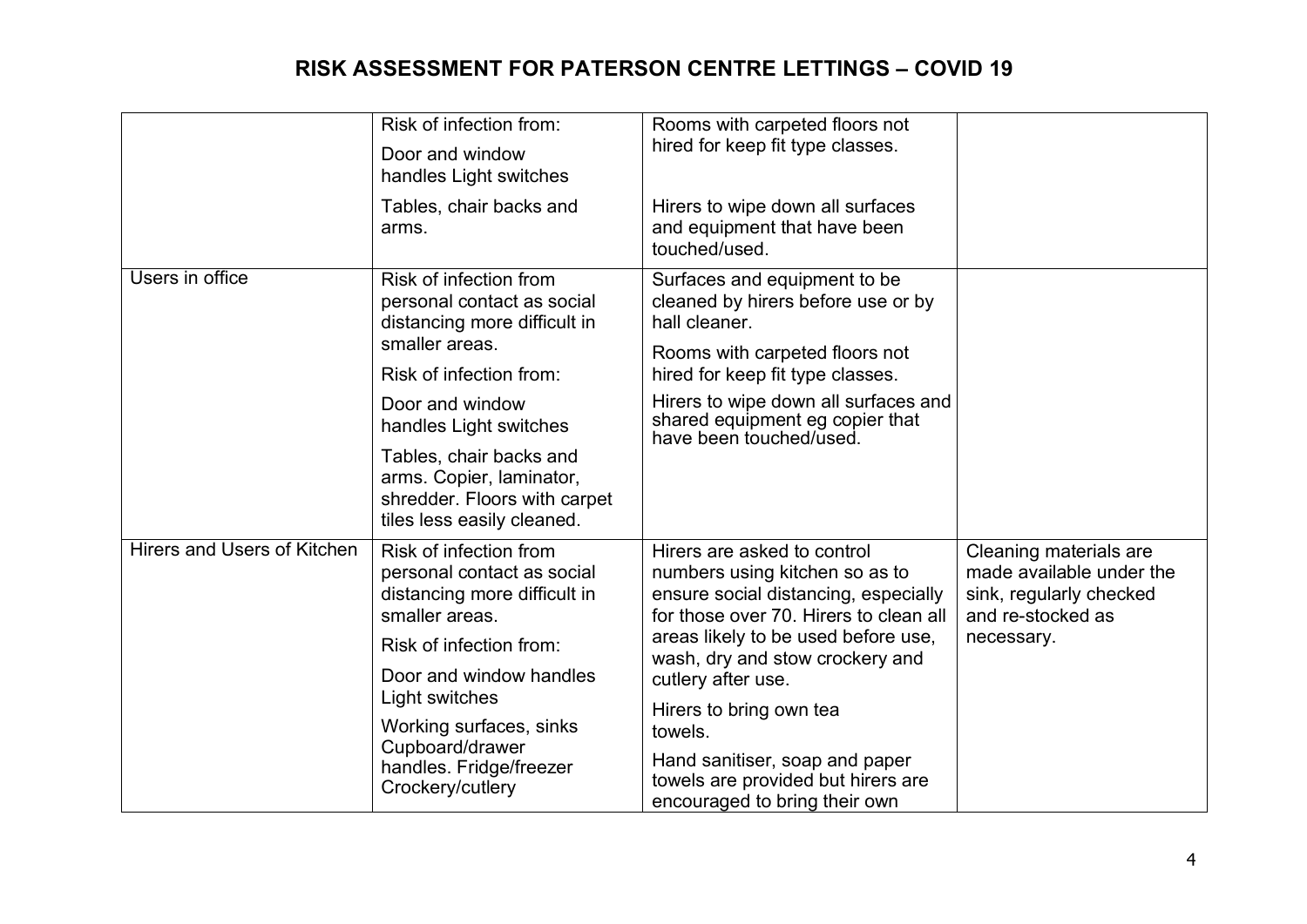# RISK ASSESSMENT FOR PATERSON CENTRE LETTINGS – COVID 19

| | | | |
|---|---|---|---|
| | Risk of infection from:<br>Door and window handles Light switches<br>Tables, chair backs and arms. | Rooms with carpeted floors not hired for keep fit type classes.<br><br>Hirers to wipe down all surfaces and equipment that have been touched/used. | |
| Users in office | Risk of infection from personal contact as social distancing more difficult in smaller areas.<br>Risk of infection from:<br>Door and window handles Light switches<br>Tables, chair backs and arms. Copier, laminator, shredder. Floors with carpet tiles less easily cleaned. | Surfaces and equipment to be cleaned by hirers before use or by hall cleaner.<br>Rooms with carpeted floors not hired for keep fit type classes.<br>Hirers to wipe down all surfaces and shared equipment eg copier that have been touched/used. | |
| Hirers and Users of Kitchen | Risk of infection from personal contact as social distancing more difficult in smaller areas.<br>Risk of infection from:<br>Door and window handles Light switches<br>Working surfaces, sinks Cupboard/drawer handles. Fridge/freezer Crockery/cutlery | Hirers are asked to control numbers using kitchen so as to ensure social distancing, especially for those over 70. Hirers to clean all areas likely to be used before use, wash, dry and stow crockery and cutlery after use.<br>Hirers to bring own tea towels.<br>Hand sanitiser, soap and paper towels are provided but hirers are encouraged to bring their own | Cleaning materials are made available under the sink, regularly checked and re-stocked as necessary. |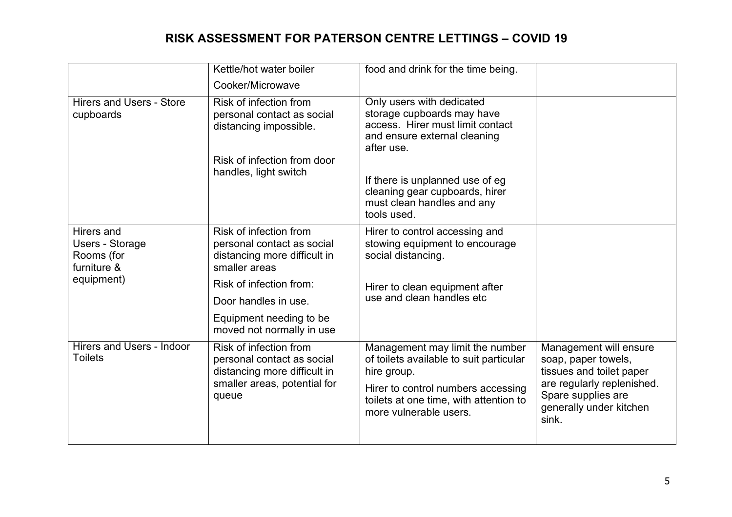# RISK ASSESSMENT FOR PATERSON CENTRE LETTINGS – COVID 19

| | | | |
|---|---|---|---|
| | Kettle/hot water boiler<br>Cooker/Microwave | food and drink for the time being. | |
| Hirers and Users - Store cupboards | Risk of infection from personal contact as social distancing impossible.<br><br>Risk of infection from door handles, light switch | Only users with dedicated storage cupboards may have access. Hirer must limit contact and ensure external cleaning after use.<br><br>If there is unplanned use of eg cleaning gear cupboards, hirer must clean handles and any tools used. | |
| Hirers and Users - Storage Rooms (for furniture & equipment) | Risk of infection from personal contact as social distancing more difficult in smaller areas<br>Risk of infection from:<br>Door handles in use.<br>Equipment needing to be moved not normally in use | Hirer to control accessing and stowing equipment to encourage social distancing.<br><br>Hirer to clean equipment after use and clean handles etc | |
| Hirers and Users - Indoor Toilets | Risk of infection from personal contact as social distancing more difficult in smaller areas, potential for queue | Management may limit the number of toilets available to suit particular hire group.<br>Hirer to control numbers accessing toilets at one time, with attention to more vulnerable users. | Management will ensure soap, paper towels, tissues and toilet paper are regularly replenished. Spare supplies are generally under kitchen sink. |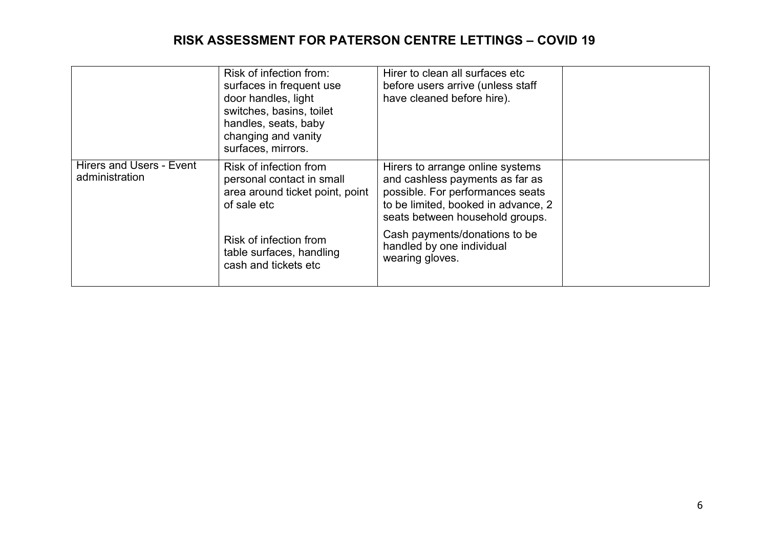# RISK ASSESSMENT FOR PATERSON CENTRE LETTINGS – COVID 19

| | | | |
|---|---|---|---|
| | Risk of infection from: surfaces in frequent use door handles, light switches, basins, toilet handles, seats, baby changing and vanity surfaces, mirrors. | Hirer to clean all surfaces etc before users arrive (unless staff have cleaned before hire). | |
| Hirers and Users - Event administration | Risk of infection from personal contact in small area around ticket point, point of sale etc<br><br>Risk of infection from table surfaces, handling cash and tickets etc | Hirers to arrange online systems and cashless payments as far as possible. For performances seats to be limited, booked in advance, 2 seats between household groups.<br><br>Cash payments/donations to be handled by one individual wearing gloves. | |